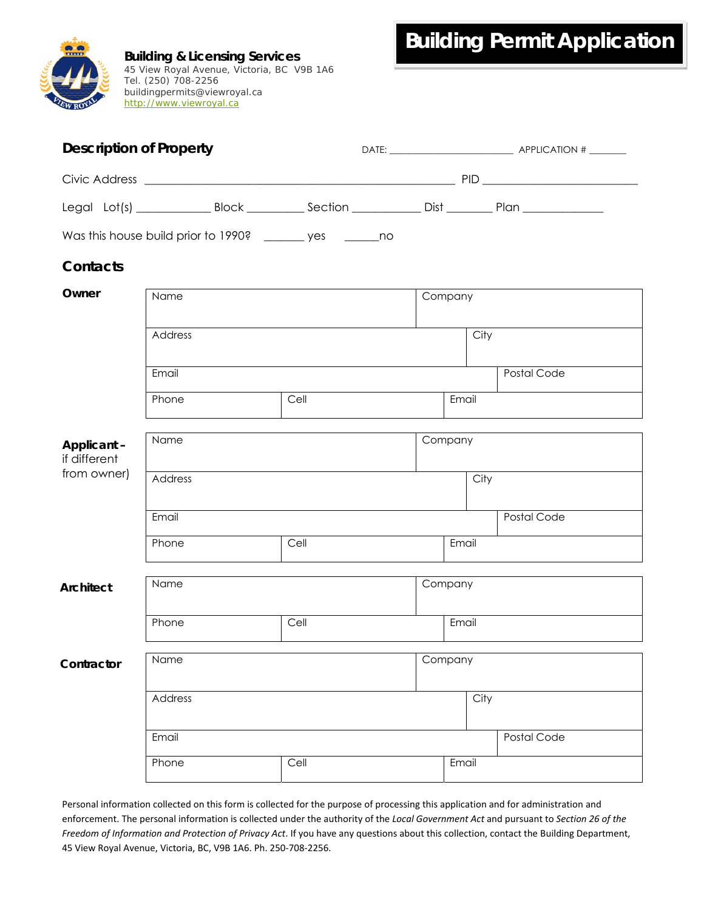**Building & Licensing Services**
45 View Royal Avenue, Victoria, BC V9B 1A6
Tel. (250) 708-2256
buildingpermits@viewroyal.ca
http://www.viewroyal.ca

# Building Permit Application

## Description of Property

DATE: ______________________ APPLICATION # ________

Civic Address ______________________________________________ PID ________________________

Legal Lot(s) ___________ Block _________ Section __________ Dist _______ Plan ____________

Was this house build prior to 1990? _______ yes ______no

## Contacts

**Owner**

| | | |
|---|---|---|
| Name | Company | |
| Address | City | |
| Email | Postal Code | |
| Phone | Cell | Email |

**Applicant –** if different from owner)

| | | |
|---|---|---|
| Name | Company | |
| Address | City | |
| Email | Postal Code | |
| Phone | Cell | Email |

**Architect**

| | | |
|---|---|---|
| Name | Company | |
| Phone | Cell | Email |

**Contractor**

| | | |
|---|---|---|
| Name | Company | |
| Address | City | |
| Email | Postal Code | |
| Phone | Cell | Email |

Personal information collected on this form is collected for the purpose of processing this application and for administration and enforcement. The personal information is collected under the authority of the *Local Government Act* and pursuant to *Section 26 of the Freedom of Information and Protection of Privacy Act*. If you have any questions about this collection, contact the Building Department, 45 View Royal Avenue, Victoria, BC, V9B 1A6. Ph. 250-708-2256.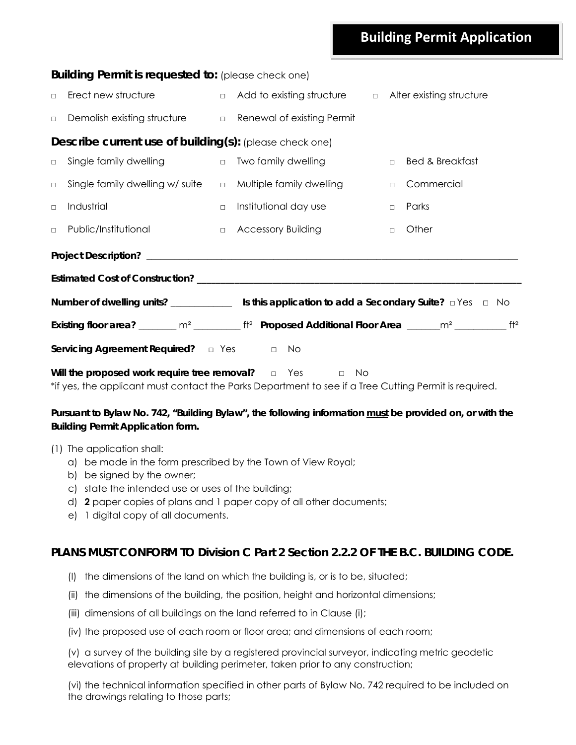# Building Permit Application

**Building Permit is requested to:** (please check one)

□ Erect new structure □ Add to existing structure □ Alter existing structure

□ Demolish existing structure □ Renewal of existing Permit

**Describe current use of building(s):** (please check one)

□ Single family dwelling □ Two family dwelling □ Bed & Breakfast

□ Single family dwelling w/ suite □ Multiple family dwelling □ Commercial

□ Industrial □ Institutional day use □ Parks

□ Public/Institutional □ Accessory Building □ Other

**Project Description?** ___________________________________________________________________________

**Estimated Cost of Construction?** ______________________________________________________________

**Number of dwelling units?** ____________ **Is this application to add a Secondary Suite?** □ Yes □ No

**Existing floor area?** ________ m² __________ ft² **Proposed Additional Floor Area** _______m² ___________ ft²

**Servicing Agreement Required?** □ Yes □ No

**Will the proposed work require tree removal?** □ Yes □ No
*if yes, the applicant must contact the Parks Department to see if a Tree Cutting Permit is required.

***Pursuant to Bylaw No. 742, "Building Bylaw", the following information must be provided on, or with the Building Permit Application form.***

(1) The application shall:
- a) be made in the form prescribed by the Town of View Royal;
- b) be signed by the owner;
- c) state the intended use or uses of the building;
- d) **2** paper copies of plans and 1 paper copy of all other documents;
- e) 1 digital copy of all documents.

## PLANS MUST CONFORM TO Division C Part 2 Section 2.2.2 OF THE B.C. BUILDING CODE.

(I) the dimensions of the land on which the building is, or is to be, situated;

(ii) the dimensions of the building, the position, height and horizontal dimensions;

(iii) dimensions of all buildings on the land referred to in Clause (i);

(iv) the proposed use of each room or floor area; and dimensions of each room;

(v) a survey of the building site by a registered provincial surveyor, indicating metric geodetic elevations of property at building perimeter, taken prior to any construction;

(vi) the technical information specified in other parts of Bylaw No. 742 required to be included on the drawings relating to those parts;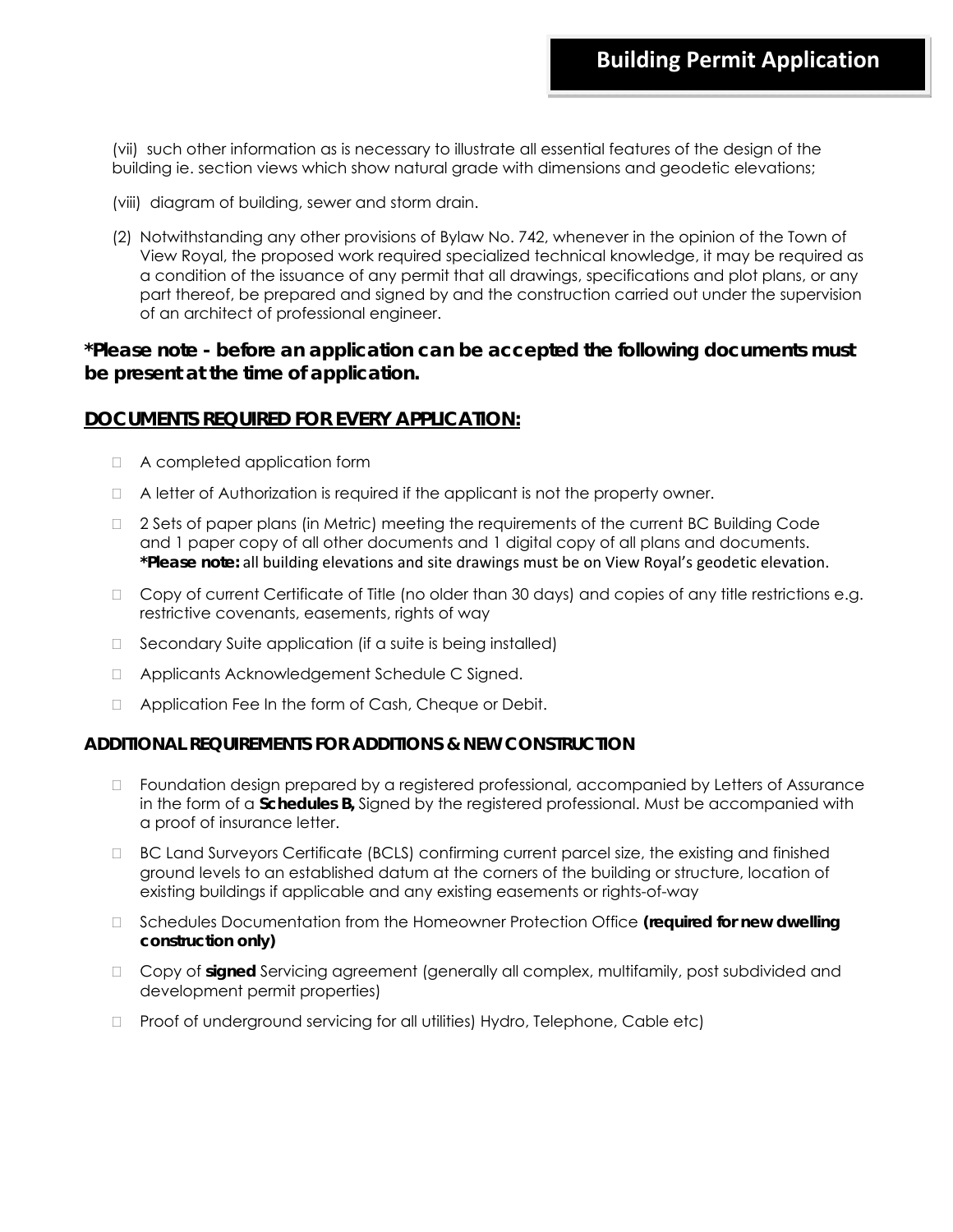(vii) such other information as is necessary to illustrate all essential features of the design of the building ie. section views which show natural grade with dimensions and geodetic elevations;

(viii) diagram of building, sewer and storm drain.

(2) Notwithstanding any other provisions of Bylaw No. 742, whenever in the opinion of the Town of View Royal, the proposed work required specialized technical knowledge, it may be required as a condition of the issuance of any permit that all drawings, specifications and plot plans, or any part thereof, be prepared and signed by and the construction carried out under the supervision of an architect of professional engineer.

***Please note - before an application can be accepted the following documents must be present at the time of application.**

## DOCUMENTS REQUIRED FOR EVERY APPLICATION:

- ☐ A completed application form
- ☐ A letter of Authorization is required if the applicant is not the property owner.
- ☐ 2 Sets of paper plans (in Metric) meeting the requirements of the current BC Building Code and 1 paper copy of all other documents and 1 digital copy of all plans and documents. ***Please note:** all building elevations and site drawings must be on View Royal's geodetic elevation.
- ☐ Copy of current Certificate of Title (no older than 30 days) and copies of any title restrictions e.g. restrictive covenants, easements, rights of way
- ☐ Secondary Suite application (if a suite is being installed)
- ☐ Applicants Acknowledgement Schedule C Signed.
- ☐ Application Fee In the form of Cash, Cheque or Debit.

### ADDITIONAL REQUIREMENTS FOR ADDITIONS & NEW CONSTRUCTION

- ☐ Foundation design prepared by a registered professional, accompanied by Letters of Assurance in the form of a **Schedules B,** Signed by the registered professional. Must be accompanied with a proof of insurance letter.
- ☐ BC Land Surveyors Certificate (BCLS) confirming current parcel size, the existing and finished ground levels to an established datum at the corners of the building or structure, location of existing buildings if applicable and any existing easements or rights-of-way
- ☐ Schedules Documentation from the Homeowner Protection Office **(required for new dwelling construction only)**
- ☐ Copy of **signed** Servicing agreement (generally all complex, multifamily, post subdivided and development permit properties)
- ☐ Proof of underground servicing for all utilities) Hydro, Telephone, Cable etc)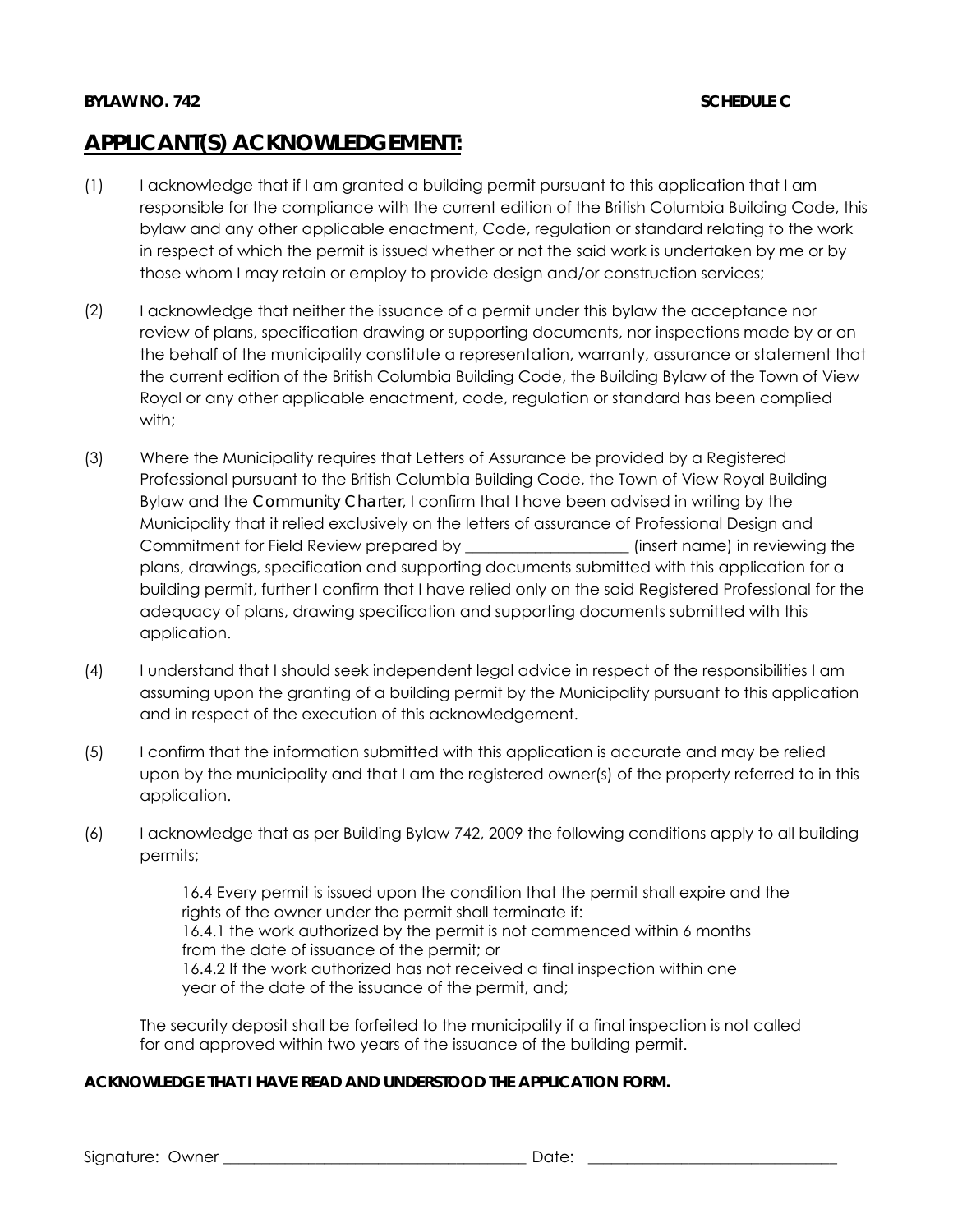**BYLAW NO. 742** **SCHEDULE C**

# APPLICANT(S) ACKNOWLEDGEMENT:

(1) I acknowledge that if I am granted a building permit pursuant to this application that I am responsible for the compliance with the current edition of the British Columbia Building Code, this bylaw and any other applicable enactment, Code, regulation or standard relating to the work in respect of which the permit is issued whether or not the said work is undertaken by me or by those whom I may retain or employ to provide design and/or construction services;

(2) I acknowledge that neither the issuance of a permit under this bylaw the acceptance nor review of plans, specification drawing or supporting documents, nor inspections made by or on the behalf of the municipality constitute a representation, warranty, assurance or statement that the current edition of the British Columbia Building Code, the Building Bylaw of the Town of View Royal or any other applicable enactment, code, regulation or standard has been complied with;

(3) Where the Municipality requires that Letters of Assurance be provided by a Registered Professional pursuant to the British Columbia Building Code, the Town of View Royal Building Bylaw and the *Community Charter*, I confirm that I have been advised in writing by the Municipality that it relied exclusively on the letters of assurance of Professional Design and Commitment for Field Review prepared by ____________________ (insert name) in reviewing the plans, drawings, specification and supporting documents submitted with this application for a building permit, further I confirm that I have relied only on the said Registered Professional for the adequacy of plans, drawing specification and supporting documents submitted with this application.

(4) I understand that I should seek independent legal advice in respect of the responsibilities I am assuming upon the granting of a building permit by the Municipality pursuant to this application and in respect of the execution of this acknowledgement.

(5) I confirm that the information submitted with this application is accurate and may be relied upon by the municipality and that I am the registered owner(s) of the property referred to in this application.

(6) I acknowledge that as per Building Bylaw 742, 2009 the following conditions apply to all building permits;

> 16.4 Every permit is issued upon the condition that the permit shall expire and the rights of the owner under the permit shall terminate if:
> 16.4.1 the work authorized by the permit is not commenced within 6 months from the date of issuance of the permit; or
> 16.4.2 If the work authorized has not received a final inspection within one year of the date of the issuance of the permit, and;

The security deposit shall be forfeited to the municipality if a final inspection is not called for and approved within two years of the issuance of the building permit.

**ACKNOWLEDGE THAT I HAVE READ AND UNDERSTOOD THE APPLICATION FORM.**

Signature: Owner ________________________________________ Date: ________________________________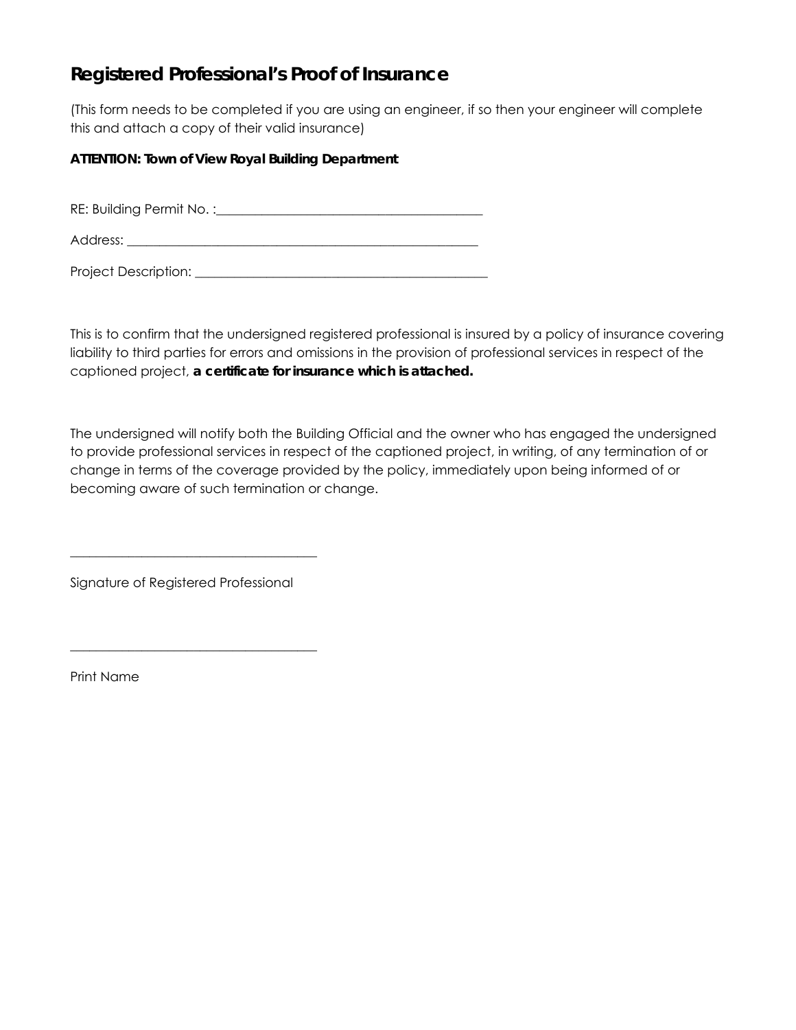# Registered Professional's Proof of Insurance

(This form needs to be completed if you are using an engineer, if so then your engineer will complete this and attach a copy of their valid insurance)

**ATTENTION: Town of View Royal Building Department**

RE: Building Permit No. :________________________________________

Address: ______________________________________________________

Project Description: _____________________________________________

This is to confirm that the undersigned registered professional is insured by a policy of insurance covering liability to third parties for errors and omissions in the provision of professional services in respect of the captioned project, **a certificate for insurance which is attached.**

The undersigned will notify both the Building Official and the owner who has engaged the undersigned to provide professional services in respect of the captioned project, in writing, of any termination of or change in terms of the coverage provided by the policy, immediately upon being informed of or becoming aware of such termination or change.

_______________________________________

Signature of Registered Professional

_______________________________________

Print Name